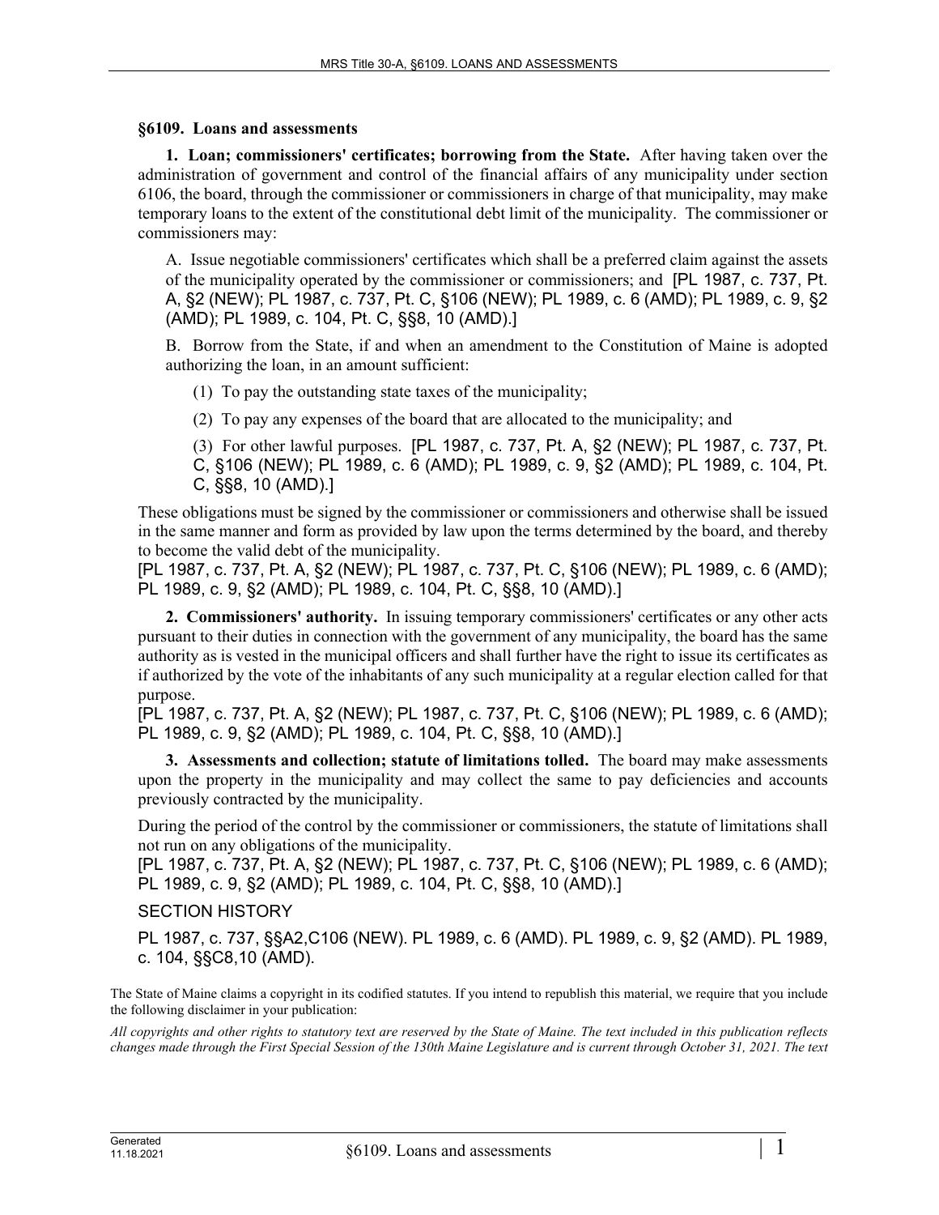### §6109. Loans and assessments

**1. Loan; commissioners' certificates; borrowing from the State.** After having taken over the administration of government and control of the financial affairs of any municipality under section 6106, the board, through the commissioner or commissioners in charge of that municipality, may make temporary loans to the extent of the constitutional debt limit of the municipality. The commissioner or commissioners may:

A. Issue negotiable commissioners' certificates which shall be a preferred claim against the assets of the municipality operated by the commissioner or commissioners; and [PL 1987, c. 737, Pt. A, §2 (NEW); PL 1987, c. 737, Pt. C, §106 (NEW); PL 1989, c. 6 (AMD); PL 1989, c. 9, §2 (AMD); PL 1989, c. 104, Pt. C, §§8, 10 (AMD).]

B. Borrow from the State, if and when an amendment to the Constitution of Maine is adopted authorizing the loan, in an amount sufficient:

(1) To pay the outstanding state taxes of the municipality;

(2) To pay any expenses of the board that are allocated to the municipality; and

(3) For other lawful purposes. [PL 1987, c. 737, Pt. A, §2 (NEW); PL 1987, c. 737, Pt. C, §106 (NEW); PL 1989, c. 6 (AMD); PL 1989, c. 9, §2 (AMD); PL 1989, c. 104, Pt. C, §§8, 10 (AMD).]

These obligations must be signed by the commissioner or commissioners and otherwise shall be issued in the same manner and form as provided by law upon the terms determined by the board, and thereby to become the valid debt of the municipality.

[PL 1987, c. 737, Pt. A, §2 (NEW); PL 1987, c. 737, Pt. C, §106 (NEW); PL 1989, c. 6 (AMD); PL 1989, c. 9, §2 (AMD); PL 1989, c. 104, Pt. C, §§8, 10 (AMD).]

**2. Commissioners' authority.** In issuing temporary commissioners' certificates or any other acts pursuant to their duties in connection with the government of any municipality, the board has the same authority as is vested in the municipal officers and shall further have the right to issue its certificates as if authorized by the vote of the inhabitants of any such municipality at a regular election called for that purpose.

[PL 1987, c. 737, Pt. A, §2 (NEW); PL 1987, c. 737, Pt. C, §106 (NEW); PL 1989, c. 6 (AMD); PL 1989, c. 9, §2 (AMD); PL 1989, c. 104, Pt. C, §§8, 10 (AMD).]

**3. Assessments and collection; statute of limitations tolled.** The board may make assessments upon the property in the municipality and may collect the same to pay deficiencies and accounts previously contracted by the municipality.

During the period of the control by the commissioner or commissioners, the statute of limitations shall not run on any obligations of the municipality.

[PL 1987, c. 737, Pt. A, §2 (NEW); PL 1987, c. 737, Pt. C, §106 (NEW); PL 1989, c. 6 (AMD); PL 1989, c. 9, §2 (AMD); PL 1989, c. 104, Pt. C, §§8, 10 (AMD).]

SECTION HISTORY

PL 1987, c. 737, §§A2,C106 (NEW). PL 1989, c. 6 (AMD). PL 1989, c. 9, §2 (AMD). PL 1989, c. 104, §§C8,10 (AMD).

The State of Maine claims a copyright in its codified statutes. If you intend to republish this material, we require that you include the following disclaimer in your publication:

*All copyrights and other rights to statutory text are reserved by the State of Maine. The text included in this publication reflects changes made through the First Special Session of the 130th Maine Legislature and is current through October 31, 2021. The text*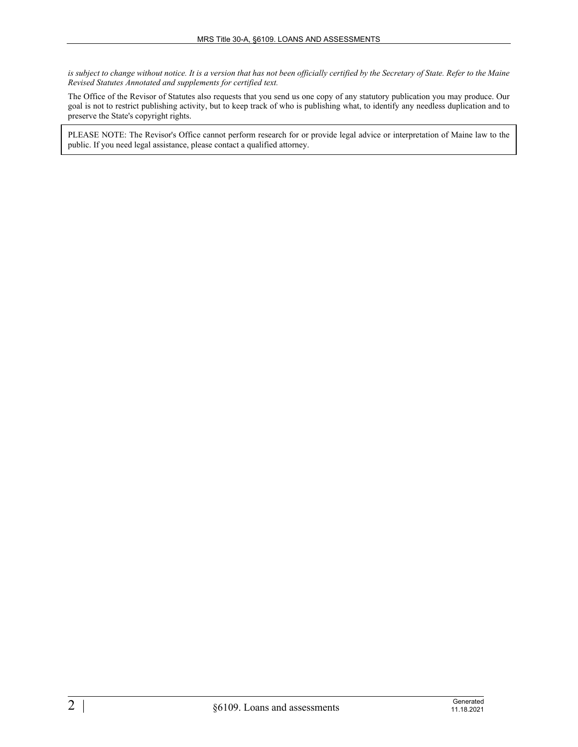*is subject to change without notice. It is a version that has not been officially certified by the Secretary of State. Refer to the Maine Revised Statutes Annotated and supplements for certified text.*

The Office of the Revisor of Statutes also requests that you send us one copy of any statutory publication you may produce. Our goal is not to restrict publishing activity, but to keep track of who is publishing what, to identify any needless duplication and to preserve the State's copyright rights.

PLEASE NOTE: The Revisor's Office cannot perform research for or provide legal advice or interpretation of Maine law to the public. If you need legal assistance, please contact a qualified attorney.